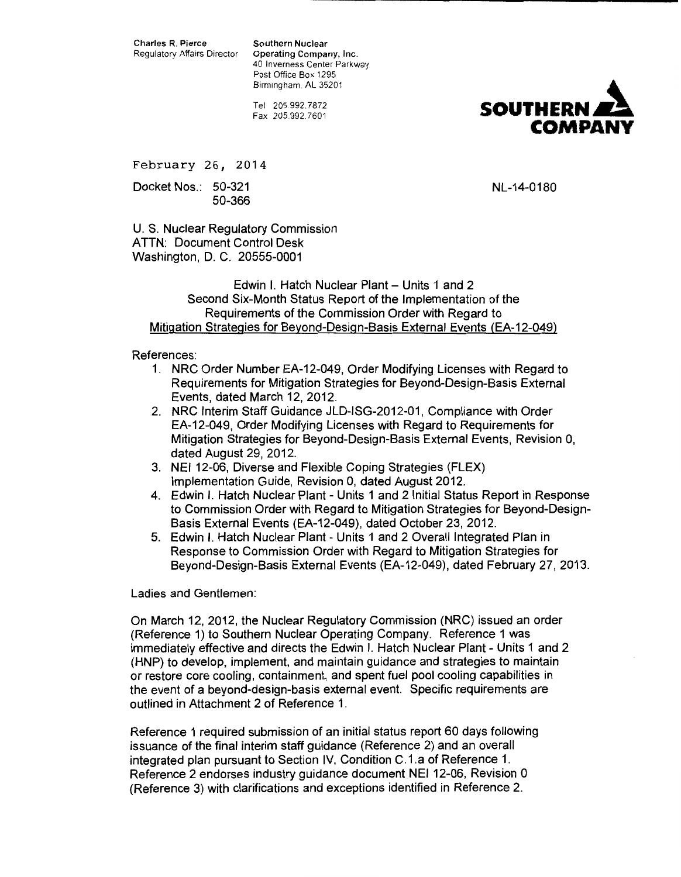Charles R. Pierce
Regulatory Affairs Director

Southern Nuclear
Operating Company, Inc.
40 Inverness Center Parkway
Post Office Box 1295
Birmingham, AL 35201

Tel 205.992.7872
Fax 205.992.7601

**SOUTHERN COMPANY**

February 26, 2014

Docket Nos.: 50-321
50-366

NL-14-0180

U. S. Nuclear Regulatory Commission
ATTN: Document Control Desk
Washington, D. C. 20555-0001

Edwin I. Hatch Nuclear Plant – Units 1 and 2
Second Six-Month Status Report of the Implementation of the
Requirements of the Commission Order with Regard to
Mitigation Strategies for Beyond-Design-Basis External Events (EA-12-049)

References:

1. NRC Order Number EA-12-049, Order Modifying Licenses with Regard to Requirements for Mitigation Strategies for Beyond-Design-Basis External Events, dated March 12, 2012.
2. NRC Interim Staff Guidance JLD-ISG-2012-01, Compliance with Order EA-12-049, Order Modifying Licenses with Regard to Requirements for Mitigation Strategies for Beyond-Design-Basis External Events, Revision 0, dated August 29, 2012.
3. NEI 12-06, Diverse and Flexible Coping Strategies (FLEX) Implementation Guide, Revision 0, dated August 2012.
4. Edwin I. Hatch Nuclear Plant - Units 1 and 2 Initial Status Report in Response to Commission Order with Regard to Mitigation Strategies for Beyond-Design-Basis External Events (EA-12-049), dated October 23, 2012.
5. Edwin I. Hatch Nuclear Plant - Units 1 and 2 Overall Integrated Plan in Response to Commission Order with Regard to Mitigation Strategies for Beyond-Design-Basis External Events (EA-12-049), dated February 27, 2013.

Ladies and Gentlemen:

On March 12, 2012, the Nuclear Regulatory Commission (NRC) issued an order (Reference 1) to Southern Nuclear Operating Company. Reference 1 was immediately effective and directs the Edwin I. Hatch Nuclear Plant - Units 1 and 2 (HNP) to develop, implement, and maintain guidance and strategies to maintain or restore core cooling, containment, and spent fuel pool cooling capabilities in the event of a beyond-design-basis external event. Specific requirements are outlined in Attachment 2 of Reference 1.

Reference 1 required submission of an initial status report 60 days following issuance of the final interim staff guidance (Reference 2) and an overall integrated plan pursuant to Section IV, Condition C.1.a of Reference 1. Reference 2 endorses industry guidance document NEI 12-06, Revision 0 (Reference 3) with clarifications and exceptions identified in Reference 2.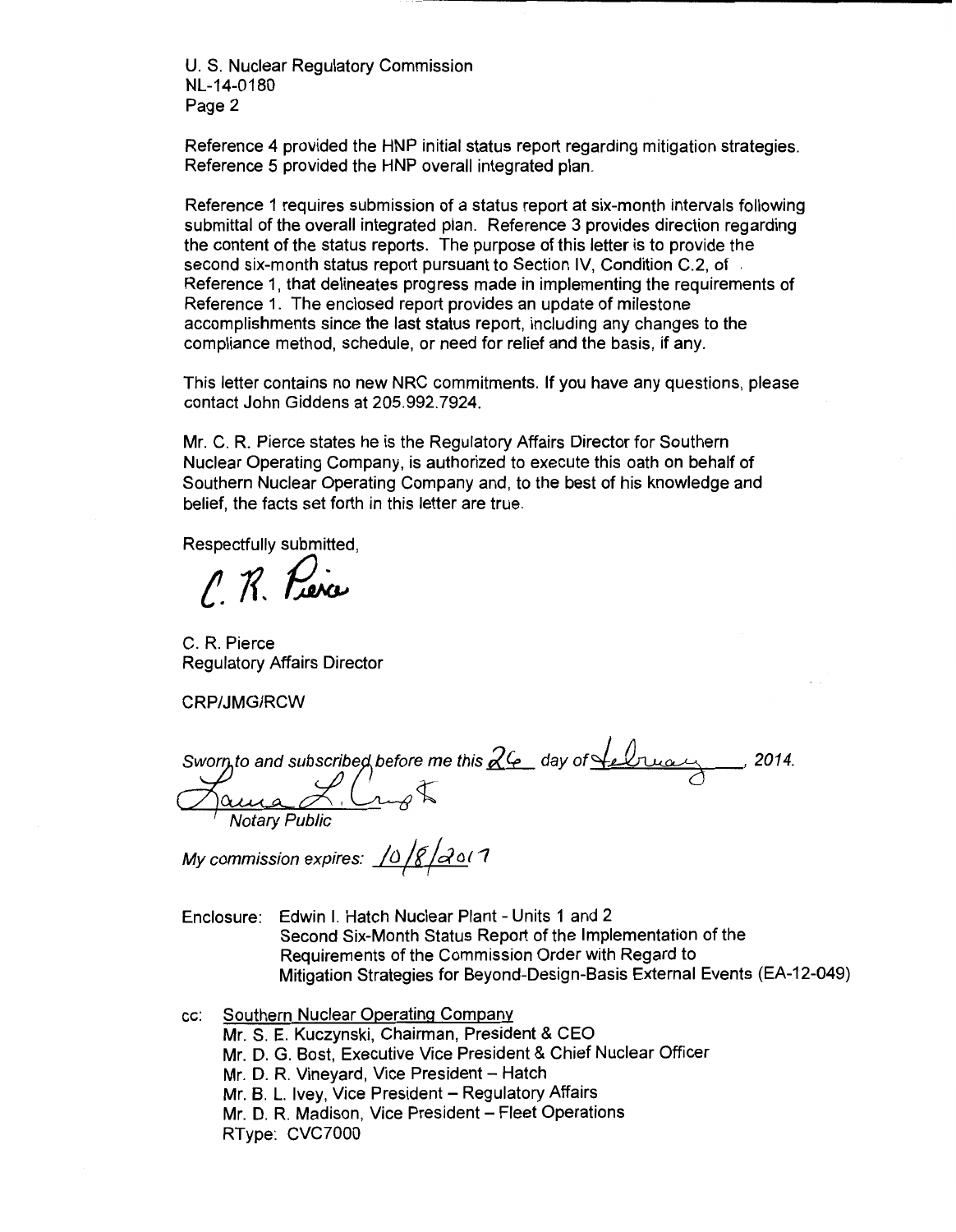U. S. Nuclear Regulatory Commission
NL-14-0180
Page 2

Reference 4 provided the HNP initial status report regarding mitigation strategies. Reference 5 provided the HNP overall integrated plan.

Reference 1 requires submission of a status report at six-month intervals following submittal of the overall integrated plan. Reference 3 provides direction regarding the content of the status reports. The purpose of this letter is to provide the second six-month status report pursuant to Section IV, Condition C.2, of Reference 1, that delineates progress made in implementing the requirements of Reference 1. The enclosed report provides an update of milestone accomplishments since the last status report, including any changes to the compliance method, schedule, or need for relief and the basis, if any.

This letter contains no new NRC commitments. If you have any questions, please contact John Giddens at 205.992.7924.

Mr. C. R. Pierce states he is the Regulatory Affairs Director for Southern Nuclear Operating Company, is authorized to execute this oath on behalf of Southern Nuclear Operating Company and, to the best of his knowledge and belief, the facts set forth in this letter are true.

Respectfully submitted,

C. R. Pierce

C. R. Pierce
Regulatory Affairs Director

CRP/JMG/RCW

*Sworn to and subscribed before me this 26 day of February, 2014.*

Laura L. Crupt
*Notary Public*

*My commission expires:* 10/8/2017

Enclosure: Edwin I. Hatch Nuclear Plant - Units 1 and 2
Second Six-Month Status Report of the Implementation of the Requirements of the Commission Order with Regard to Mitigation Strategies for Beyond-Design-Basis External Events (EA-12-049)

cc: Southern Nuclear Operating Company
Mr. S. E. Kuczynski, Chairman, President & CEO
Mr. D. G. Bost, Executive Vice President & Chief Nuclear Officer
Mr. D. R. Vineyard, Vice President – Hatch
Mr. B. L. Ivey, Vice President – Regulatory Affairs
Mr. D. R. Madison, Vice President – Fleet Operations
RType: CVC7000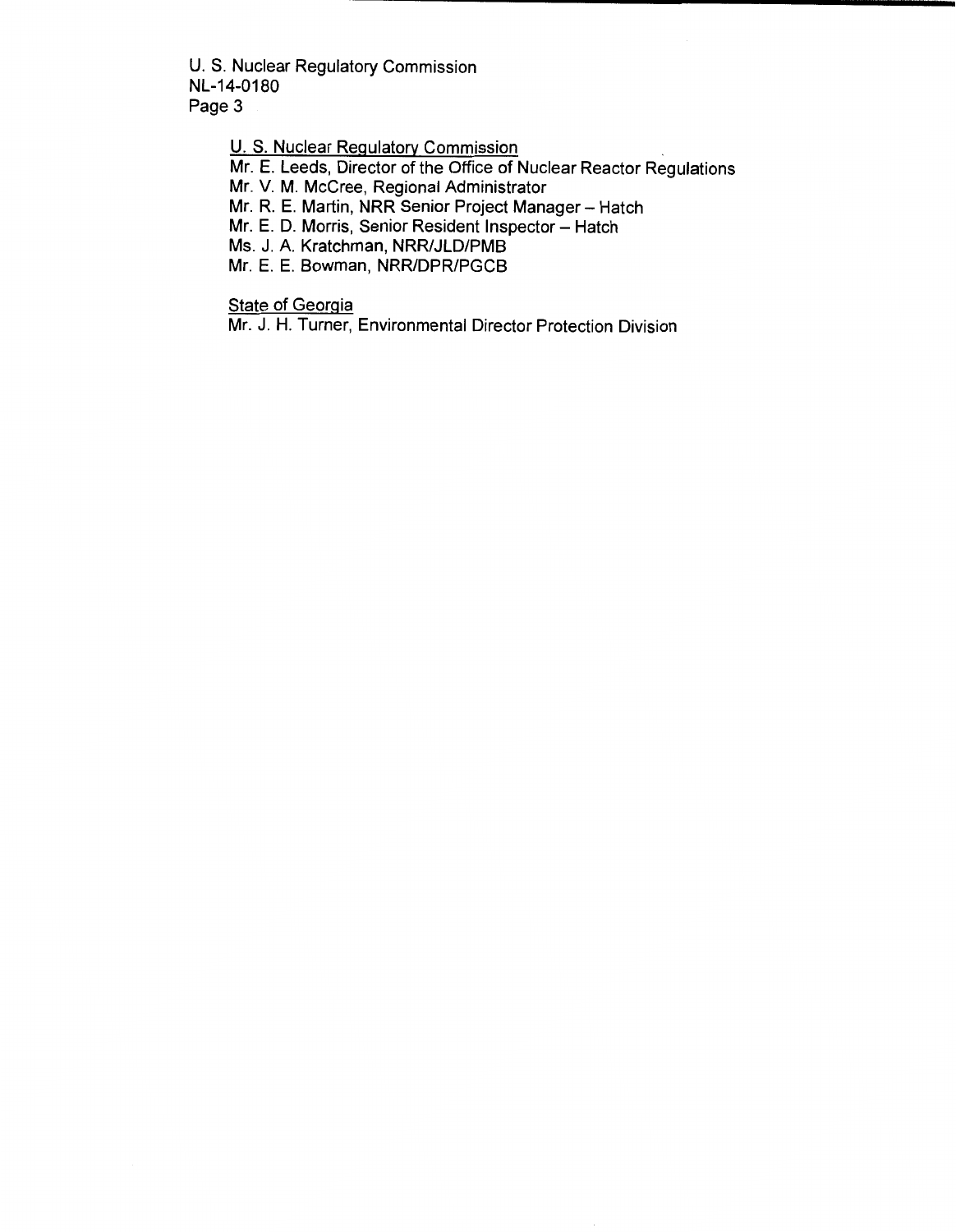U. S. Nuclear Regulatory Commission
NL-14-0180

<u>U. S. Nuclear Regulatory Commission</u>
Mr. E. Leeds, Director of the Office of Nuclear Reactor Regulations
Mr. V. M. McCree, Regional Administrator
Mr. R. E. Martin, NRR Senior Project Manager – Hatch
Mr. E. D. Morris, Senior Resident Inspector – Hatch
Ms. J. A. Kratchman, NRR/JLD/PMB
Mr. E. E. Bowman, NRR/DPR/PGCB

<u>State of Georgia</u>
Mr. J. H. Turner, Environmental Director Protection Division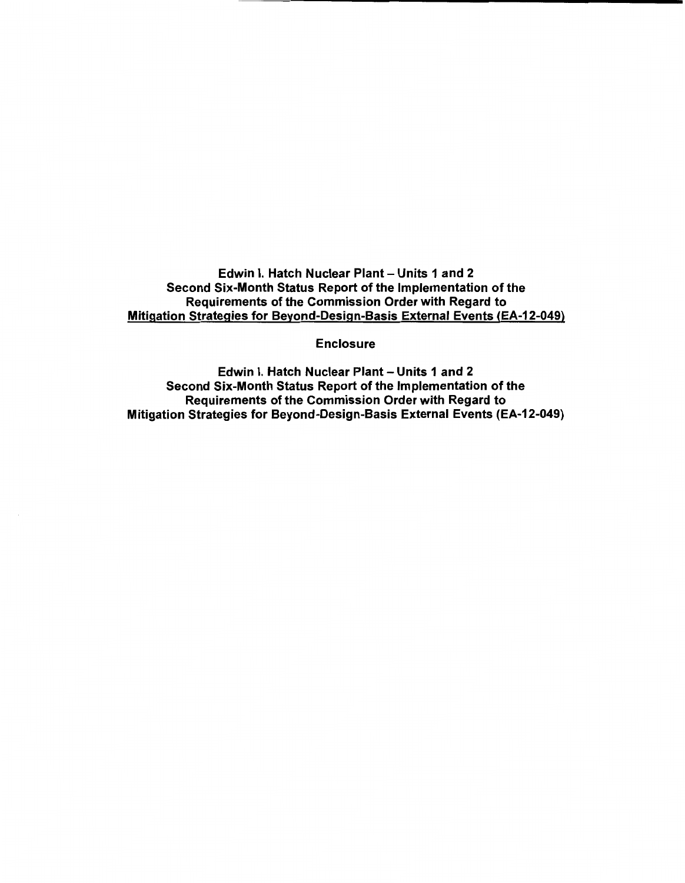**Edwin I. Hatch Nuclear Plant – Units 1 and 2**
**Second Six-Month Status Report of the Implementation of the Requirements of the Commission Order with Regard to**
**<u>Mitigation Strategies for Beyond-Design-Basis External Events (EA-12-049)</u>**

**Enclosure**

**Edwin I. Hatch Nuclear Plant – Units 1 and 2**
**Second Six-Month Status Report of the Implementation of the Requirements of the Commission Order with Regard to Mitigation Strategies for Beyond-Design-Basis External Events (EA-12-049)**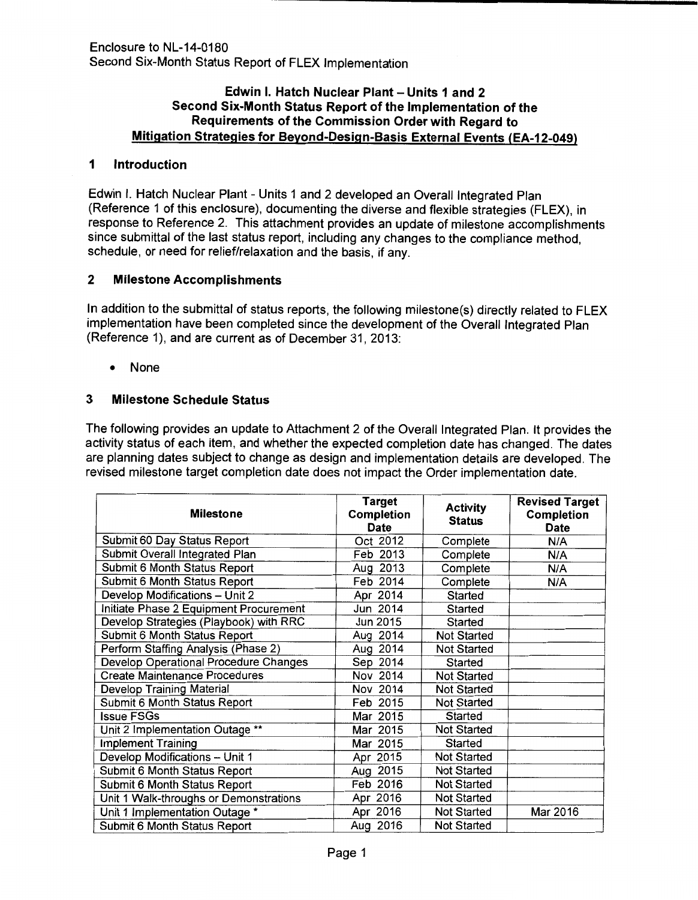Enclosure to NL-14-0180
Second Six-Month Status Report of FLEX Implementation

## Edwin I. Hatch Nuclear Plant – Units 1 and 2 Second Six-Month Status Report of the Implementation of the Requirements of the Commission Order with Regard to Mitigation Strategies for Beyond-Design-Basis External Events (EA-12-049)

## 1 Introduction

Edwin I. Hatch Nuclear Plant - Units 1 and 2 developed an Overall Integrated Plan (Reference 1 of this enclosure), documenting the diverse and flexible strategies (FLEX), in response to Reference 2. This attachment provides an update of milestone accomplishments since submittal of the last status report, including any changes to the compliance method, schedule, or need for relief/relaxation and the basis, if any.

## 2 Milestone Accomplishments

In addition to the submittal of status reports, the following milestone(s) directly related to FLEX implementation have been completed since the development of the Overall Integrated Plan (Reference 1), and are current as of December 31, 2013:

- None

## 3 Milestone Schedule Status

The following provides an update to Attachment 2 of the Overall Integrated Plan. It provides the activity status of each item, and whether the expected completion date has changed. The dates are planning dates subject to change as design and implementation details are developed. The revised milestone target completion date does not impact the Order implementation date.

| Milestone | Target Completion Date | Activity Status | Revised Target Completion Date |
|---|---|---|---|
| Submit 60 Day Status Report | Oct 2012 | Complete | N/A |
| Submit Overall Integrated Plan | Feb 2013 | Complete | N/A |
| Submit 6 Month Status Report | Aug 2013 | Complete | N/A |
| Submit 6 Month Status Report | Feb 2014 | Complete | N/A |
| Develop Modifications – Unit 2 | Apr 2014 | Started | |
| Initiate Phase 2 Equipment Procurement | Jun 2014 | Started | |
| Develop Strategies (Playbook) with RRC | Jun 2015 | Started | |
| Submit 6 Month Status Report | Aug 2014 | Not Started | |
| Perform Staffing Analysis (Phase 2) | Aug 2014 | Not Started | |
| Develop Operational Procedure Changes | Sep 2014 | Started | |
| Create Maintenance Procedures | Nov 2014 | Not Started | |
| Develop Training Material | Nov 2014 | Not Started | |
| Submit 6 Month Status Report | Feb 2015 | Not Started | |
| Issue FSGs | Mar 2015 | Started | |
| Unit 2 Implementation Outage ** | Mar 2015 | Not Started | |
| Implement Training | Mar 2015 | Started | |
| Develop Modifications – Unit 1 | Apr 2015 | Not Started | |
| Submit 6 Month Status Report | Aug 2015 | Not Started | |
| Submit 6 Month Status Report | Feb 2016 | Not Started | |
| Unit 1 Walk-throughs or Demonstrations | Apr 2016 | Not Started | |
| Unit 1 Implementation Outage * | Apr 2016 | Not Started | Mar 2016 |
| Submit 6 Month Status Report | Aug 2016 | Not Started | |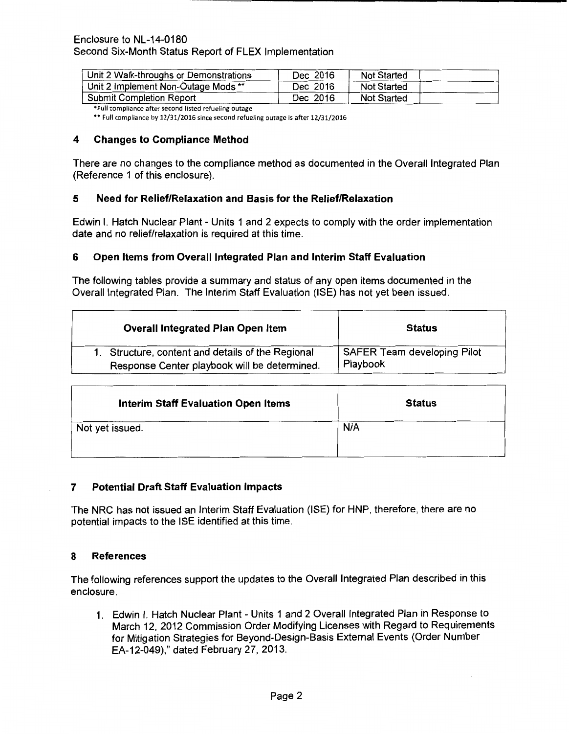Enclosure to NL-14-0180
Second Six-Month Status Report of FLEX Implementation

| | | | |
|---|---|---|---|
| Unit 2 Walk-throughs or Demonstrations | Dec 2016 | Not Started | |
| Unit 2 Implement Non-Outage Mods ** | Dec 2016 | Not Started | |
| Submit Completion Report | Dec 2016 | Not Started | |

*Full compliance after second listed refueling outage

** Full compliance by 12/31/2016 since second refueling outage is after 12/31/2016

## 4 Changes to Compliance Method

There are no changes to the compliance method as documented in the Overall Integrated Plan (Reference 1 of this enclosure).

## 5 Need for Relief/Relaxation and Basis for the Relief/Relaxation

Edwin I. Hatch Nuclear Plant - Units 1 and 2 expects to comply with the order implementation date and no relief/relaxation is required at this time.

## 6 Open Items from Overall Integrated Plan and Interim Staff Evaluation

The following tables provide a summary and status of any open items documented in the Overall Integrated Plan. The Interim Staff Evaluation (ISE) has not yet been issued.

| Overall Integrated Plan Open Item | Status |
|---|---|
| 1. Structure, content and details of the Regional Response Center playbook will be determined. | SAFER Team developing Pilot Playbook |

| Interim Staff Evaluation Open Items | Status |
|---|---|
| Not yet issued. | N/A |

## 7 Potential Draft Staff Evaluation Impacts

The NRC has not issued an Interim Staff Evaluation (ISE) for HNP, therefore, there are no potential impacts to the ISE identified at this time.

## 8 References

The following references support the updates to the Overall Integrated Plan described in this enclosure.

1. Edwin I. Hatch Nuclear Plant - Units 1 and 2 Overall Integrated Plan in Response to March 12, 2012 Commission Order Modifying Licenses with Regard to Requirements for Mitigation Strategies for Beyond-Design-Basis External Events (Order Number EA-12-049)," dated February 27, 2013.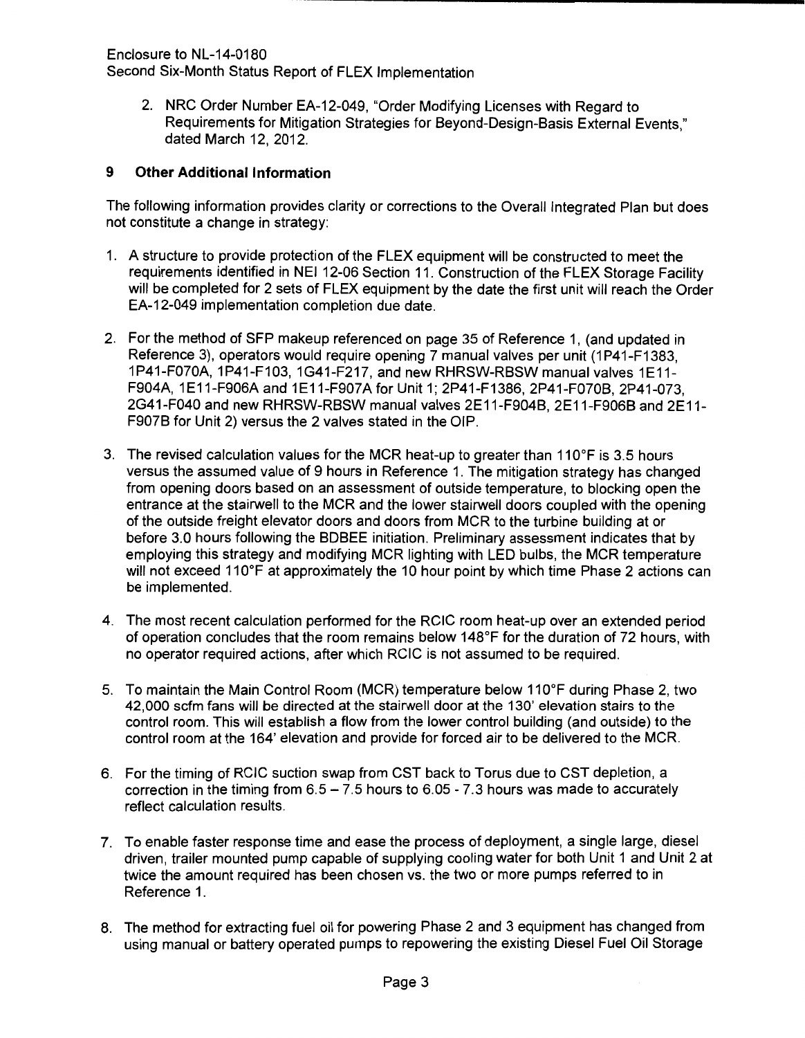2. NRC Order Number EA-12-049, "Order Modifying Licenses with Regard to Requirements for Mitigation Strategies for Beyond-Design-Basis External Events," dated March 12, 2012.

## 9 Other Additional Information

The following information provides clarity or corrections to the Overall Integrated Plan but does not constitute a change in strategy:

1. A structure to provide protection of the FLEX equipment will be constructed to meet the requirements identified in NEI 12-06 Section 11. Construction of the FLEX Storage Facility will be completed for 2 sets of FLEX equipment by the date the first unit will reach the Order EA-12-049 implementation completion due date.

2. For the method of SFP makeup referenced on page 35 of Reference 1, (and updated in Reference 3), operators would require opening 7 manual valves per unit (1P41-F1383, 1P41-F070A, 1P41-F103, 1G41-F217, and new RHRSW-RBSW manual valves 1E11-F904A, 1E11-F906A and 1E11-F907A for Unit 1; 2P41-F1386, 2P41-F070B, 2P41-073, 2G41-F040 and new RHRSW-RBSW manual valves 2E11-F904B, 2E11-F906B and 2E11-F907B for Unit 2) versus the 2 valves stated in the OIP.

3. The revised calculation values for the MCR heat-up to greater than 110°F is 3.5 hours versus the assumed value of 9 hours in Reference 1. The mitigation strategy has changed from opening doors based on an assessment of outside temperature, to blocking open the entrance at the stairwell to the MCR and the lower stairwell doors coupled with the opening of the outside freight elevator doors and doors from MCR to the turbine building at or before 3.0 hours following the BDBEE initiation. Preliminary assessment indicates that by employing this strategy and modifying MCR lighting with LED bulbs, the MCR temperature will not exceed 110°F at approximately the 10 hour point by which time Phase 2 actions can be implemented.

4. The most recent calculation performed for the RCIC room heat-up over an extended period of operation concludes that the room remains below 148°F for the duration of 72 hours, with no operator required actions, after which RCIC is not assumed to be required.

5. To maintain the Main Control Room (MCR) temperature below 110°F during Phase 2, two 42,000 scfm fans will be directed at the stairwell door at the 130' elevation stairs to the control room. This will establish a flow from the lower control building (and outside) to the control room at the 164' elevation and provide for forced air to be delivered to the MCR.

6. For the timing of RCIC suction swap from CST back to Torus due to CST depletion, a correction in the timing from 6.5 – 7.5 hours to 6.05 - 7.3 hours was made to accurately reflect calculation results.

7. To enable faster response time and ease the process of deployment, a single large, diesel driven, trailer mounted pump capable of supplying cooling water for both Unit 1 and Unit 2 at twice the amount required has been chosen vs. the two or more pumps referred to in Reference 1.

8. The method for extracting fuel oil for powering Phase 2 and 3 equipment has changed from using manual or battery operated pumps to repowering the existing Diesel Fuel Oil Storage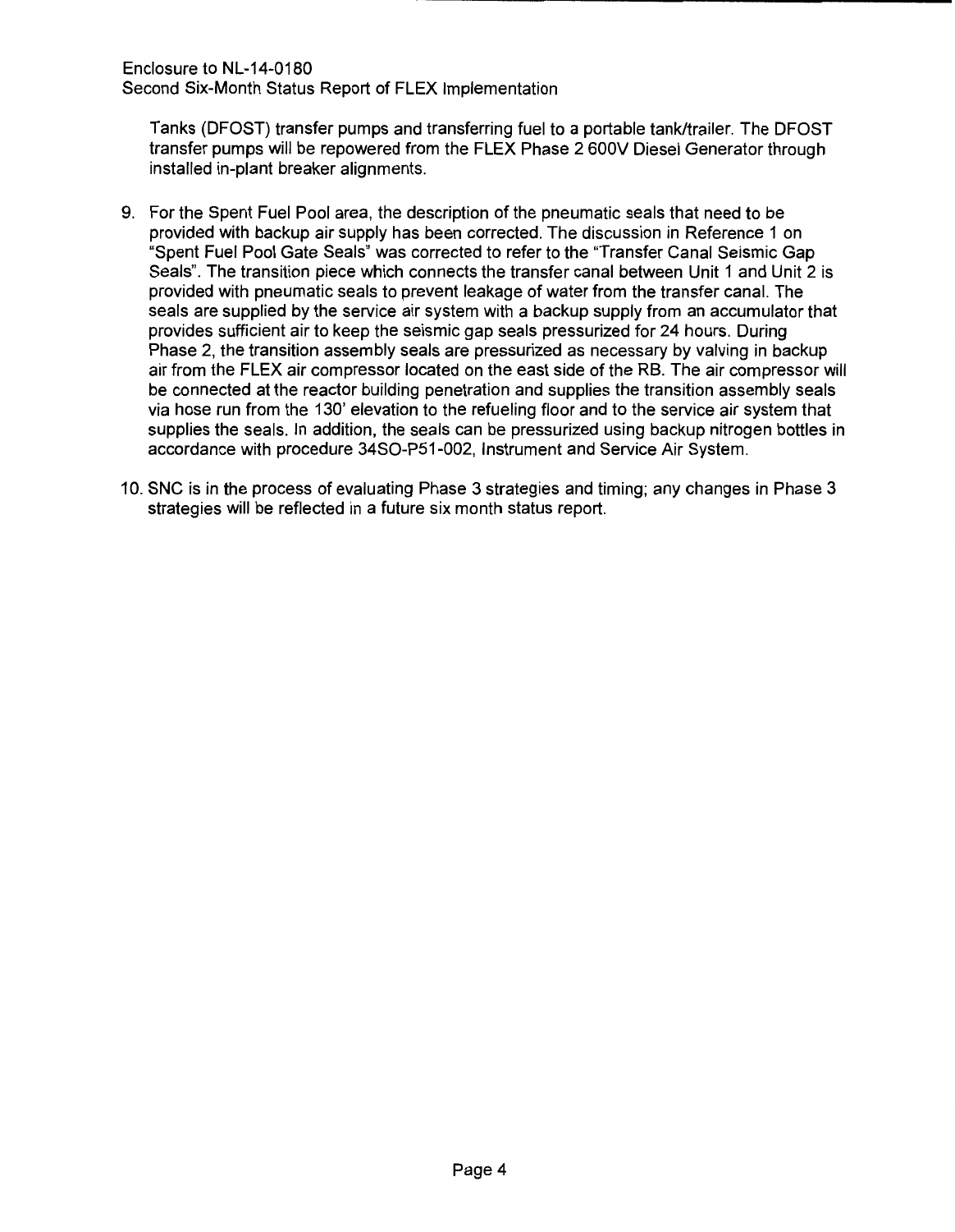Tanks (DFOST) transfer pumps and transferring fuel to a portable tank/trailer. The DFOST transfer pumps will be repowered from the FLEX Phase 2 600V Diesel Generator through installed in-plant breaker alignments.

9. For the Spent Fuel Pool area, the description of the pneumatic seals that need to be provided with backup air supply has been corrected. The discussion in Reference 1 on "Spent Fuel Pool Gate Seals" was corrected to refer to the "Transfer Canal Seismic Gap Seals". The transition piece which connects the transfer canal between Unit 1 and Unit 2 is provided with pneumatic seals to prevent leakage of water from the transfer canal. The seals are supplied by the service air system with a backup supply from an accumulator that provides sufficient air to keep the seismic gap seals pressurized for 24 hours. During Phase 2, the transition assembly seals are pressurized as necessary by valving in backup air from the FLEX air compressor located on the east side of the RB. The air compressor will be connected at the reactor building penetration and supplies the transition assembly seals via hose run from the 130' elevation to the refueling floor and to the service air system that supplies the seals. In addition, the seals can be pressurized using backup nitrogen bottles in accordance with procedure 34SO-P51-002, Instrument and Service Air System.

10. SNC is in the process of evaluating Phase 3 strategies and timing; any changes in Phase 3 strategies will be reflected in a future six month status report.